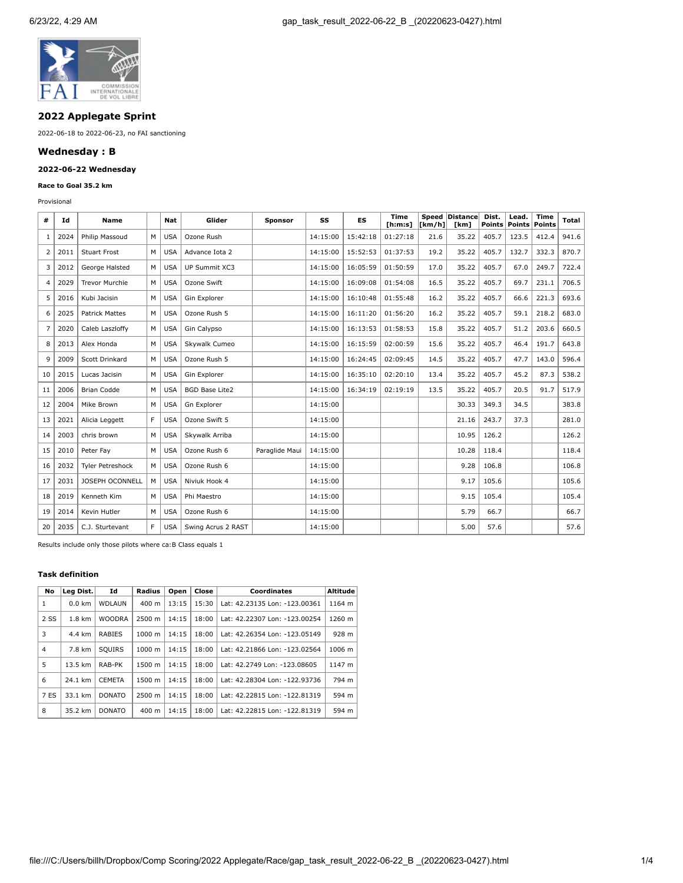## 2022 Applegate Sprint

2022-06-18 to 2022-06-23, no FAI sanctioning

## Wednesday : B

### 2022-06-22 Wednesday

**Race to Goal 35.2 km**

Provisional

| # | Id | Name | | Nat | Glider | Sponsor | SS | ES | Time [h:m:s] | Speed [km/h] | Distance [km] | Dist. Points | Lead. Points | Time Points | Total |
|---|---|---|---|---|---|---|---|---|---|---|---|---|---|---|---|
| 1 | 2024 | Philip Massoud | M | USA | Ozone Rush | | 14:15:00 | 15:42:18 | 01:27:18 | 21.6 | 35.22 | 405.7 | 123.5 | 412.4 | 941.6 |
| 2 | 2011 | Stuart Frost | M | USA | Advance Iota 2 | | 14:15:00 | 15:52:53 | 01:37:53 | 19.2 | 35.22 | 405.7 | 132.7 | 332.3 | 870.7 |
| 3 | 2012 | George Halsted | M | USA | UP Summit XC3 | | 14:15:00 | 16:05:59 | 01:50:59 | 17.0 | 35.22 | 405.7 | 67.0 | 249.7 | 722.4 |
| 4 | 2029 | Trevor Murchie | M | USA | Ozone Swift | | 14:15:00 | 16:09:08 | 01:54:08 | 16.5 | 35.22 | 405.7 | 69.7 | 231.1 | 706.5 |
| 5 | 2016 | Kubi Jacisin | M | USA | Gin Explorer | | 14:15:00 | 16:10:48 | 01:55:48 | 16.2 | 35.22 | 405.7 | 66.6 | 221.3 | 693.6 |
| 6 | 2025 | Patrick Mattes | M | USA | Ozone Rush 5 | | 14:15:00 | 16:11:20 | 01:56:20 | 16.2 | 35.22 | 405.7 | 59.1 | 218.2 | 683.0 |
| 7 | 2020 | Caleb Laszloffy | M | USA | Gin Calypso | | 14:15:00 | 16:13:53 | 01:58:53 | 15.8 | 35.22 | 405.7 | 51.2 | 203.6 | 660.5 |
| 8 | 2013 | Alex Honda | M | USA | Skywalk Cumeo | | 14:15:00 | 16:15:59 | 02:00:59 | 15.6 | 35.22 | 405.7 | 46.4 | 191.7 | 643.8 |
| 9 | 2009 | Scott Drinkard | M | USA | Ozone Rush 5 | | 14:15:00 | 16:24:45 | 02:09:45 | 14.5 | 35.22 | 405.7 | 47.7 | 143.0 | 596.4 |
| 10 | 2015 | Lucas Jacisin | M | USA | Gin Explorer | | 14:15:00 | 16:35:10 | 02:20:10 | 13.4 | 35.22 | 405.7 | 45.2 | 87.3 | 538.2 |
| 11 | 2006 | Brian Codde | M | USA | BGD Base Lite2 | | 14:15:00 | 16:34:19 | 02:19:19 | 13.5 | 35.22 | 405.7 | 20.5 | 91.7 | 517.9 |
| 12 | 2004 | Mike Brown | M | USA | Gn Explorer | | 14:15:00 | | | | 30.33 | 349.3 | 34.5 | | 383.8 |
| 13 | 2021 | Alicia Leggett | F | USA | Ozone Swift 5 | | 14:15:00 | | | | 21.16 | 243.7 | 37.3 | | 281.0 |
| 14 | 2003 | chris brown | M | USA | Skywalk Arriba | | 14:15:00 | | | | 10.95 | 126.2 | | | 126.2 |
| 15 | 2010 | Peter Fay | M | USA | Ozone Rush 6 | Paraglide Maui | 14:15:00 | | | | 10.28 | 118.4 | | | 118.4 |
| 16 | 2032 | Tyler Petreshock | M | USA | Ozone Rush 6 | | 14:15:00 | | | | 9.28 | 106.8 | | | 106.8 |
| 17 | 2031 | JOSEPH OCONNELL | M | USA | Niviuk Hook 4 | | 14:15:00 | | | | 9.17 | 105.6 | | | 105.6 |
| 18 | 2019 | Kenneth Kim | M | USA | Phi Maestro | | 14:15:00 | | | | 9.15 | 105.4 | | | 105.4 |
| 19 | 2014 | Kevin Hutler | M | USA | Ozone Rush 6 | | 14:15:00 | | | | 5.79 | 66.7 | | | 66.7 |
| 20 | 2035 | C.J. Sturtevant | F | USA | Swing Acrus 2 RAST | | 14:15:00 | | | | 5.00 | 57.6 | | | 57.6 |

Results include only those pilots where ca:B Class equals 1

#### Task definition

| No | Leg Dist. | Id | Radius | Open | Close | Coordinates | Altitude |
|---|---|---|---|---|---|---|---|
| 1 | 0.0 km | WDLAUN | 400 m | 13:15 | 15:30 | Lat: 42.23135 Lon: -123.00361 | 1164 m |
| 2 SS | 1.8 km | WOODRA | 2500 m | 14:15 | 18:00 | Lat: 42.22307 Lon: -123.00254 | 1260 m |
| 3 | 4.4 km | RABIES | 1000 m | 14:15 | 18:00 | Lat: 42.26354 Lon: -123.05149 | 928 m |
| 4 | 7.8 km | SQUIRS | 1000 m | 14:15 | 18:00 | Lat: 42.21866 Lon: -123.02564 | 1006 m |
| 5 | 13.5 km | RAB-PK | 1500 m | 14:15 | 18:00 | Lat: 42.2749 Lon: -123.08605 | 1147 m |
| 6 | 24.1 km | CEMETA | 1500 m | 14:15 | 18:00 | Lat: 42.28304 Lon: -122.93736 | 794 m |
| 7 ES | 33.1 km | DONATO | 2500 m | 14:15 | 18:00 | Lat: 42.22815 Lon: -122.81319 | 594 m |
| 8 | 35.2 km | DONATO | 400 m | 14:15 | 18:00 | Lat: 42.22815 Lon: -122.81319 | 594 m |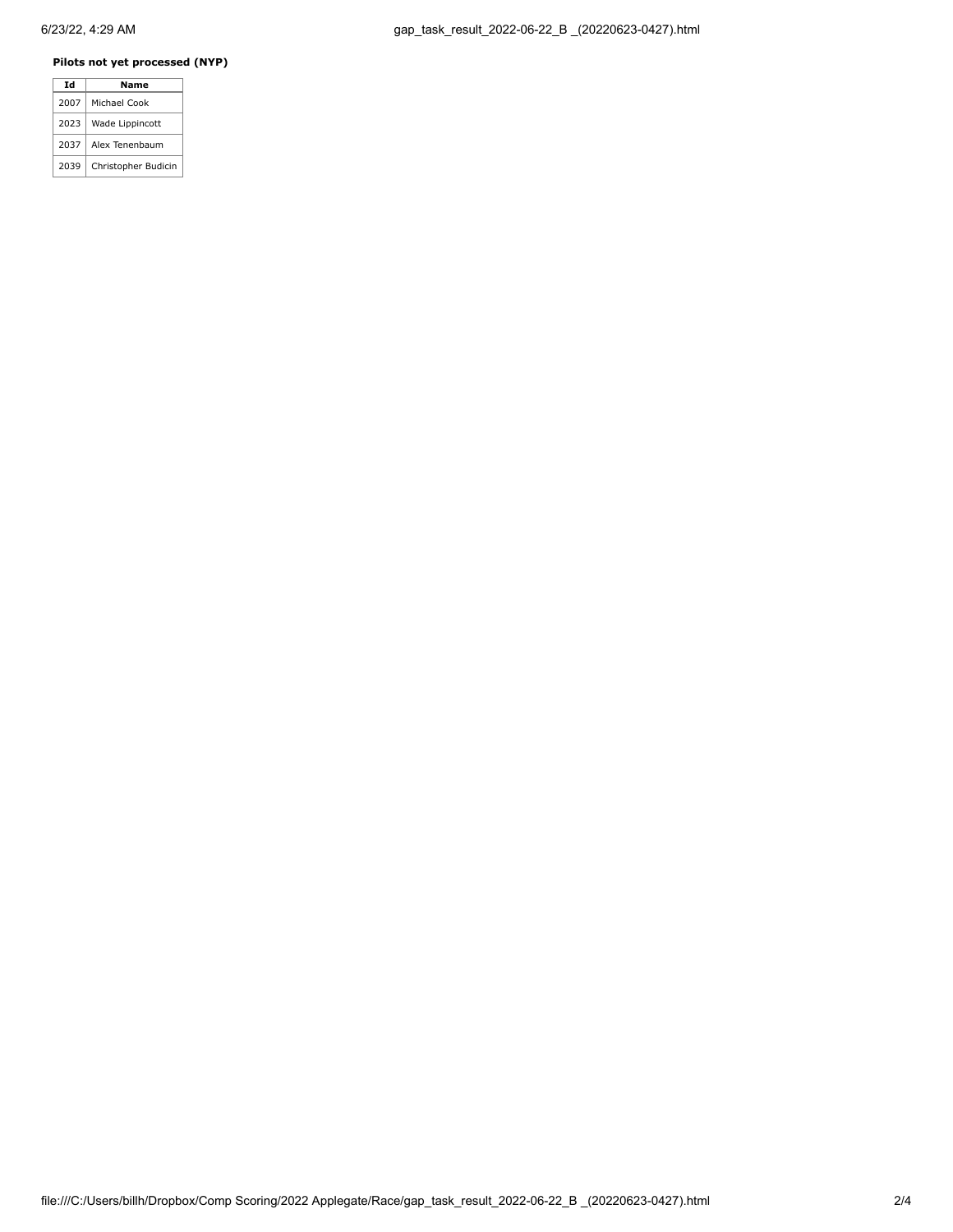**Pilots not yet processed (NYP)**

| Id | Name |
|---|---|
| 2007 | Michael Cook |
| 2023 | Wade Lippincott |
| 2037 | Alex Tenenbaum |
| 2039 | Christopher Budicin |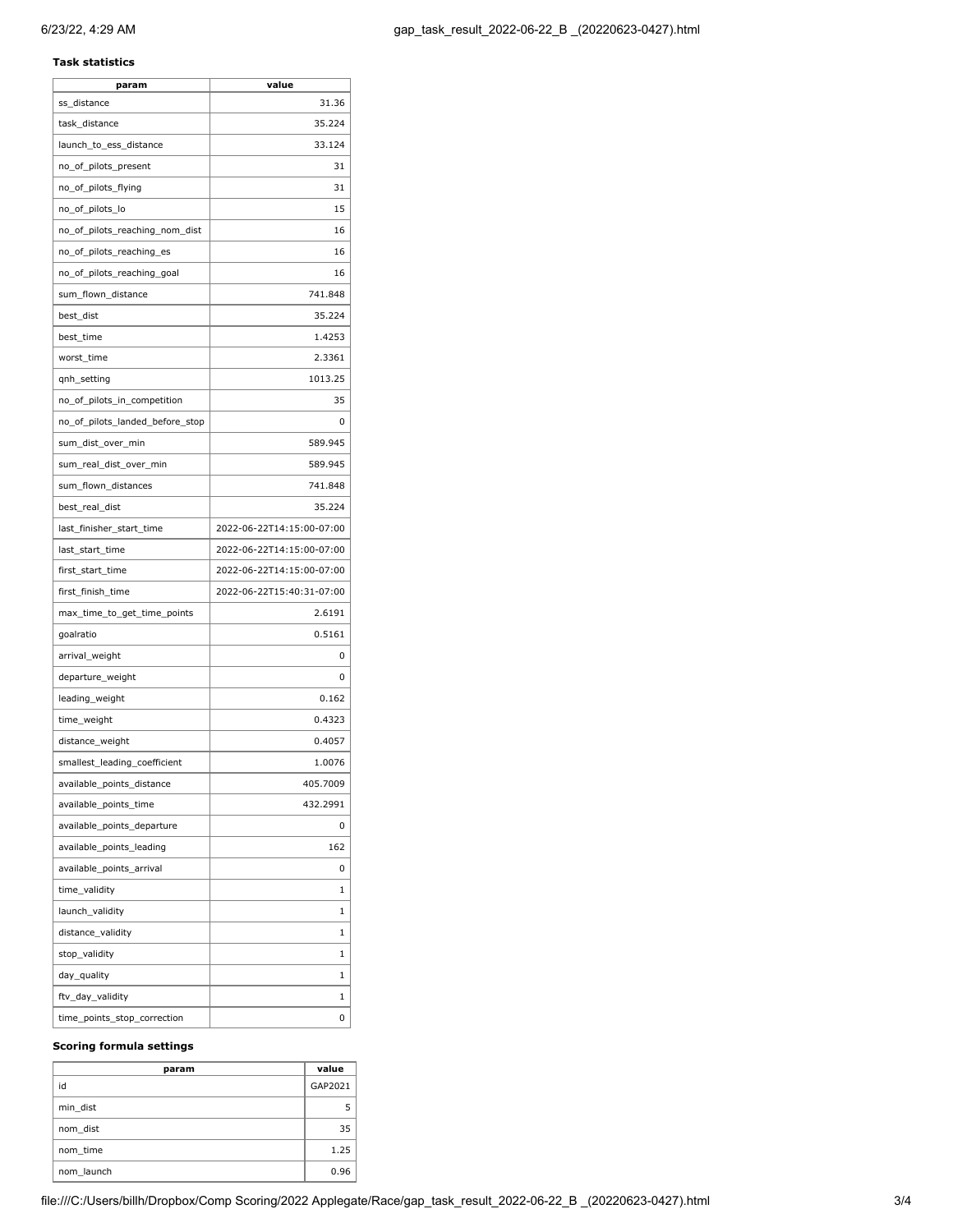**Task statistics**

| param | value |
|---|---|
| ss_distance | 31.36 |
| task_distance | 35.224 |
| launch_to_ess_distance | 33.124 |
| no_of_pilots_present | 31 |
| no_of_pilots_flying | 31 |
| no_of_pilots_lo | 15 |
| no_of_pilots_reaching_nom_dist | 16 |
| no_of_pilots_reaching_es | 16 |
| no_of_pilots_reaching_goal | 16 |
| sum_flown_distance | 741.848 |
| best_dist | 35.224 |
| best_time | 1.4253 |
| worst_time | 2.3361 |
| qnh_setting | 1013.25 |
| no_of_pilots_in_competition | 35 |
| no_of_pilots_landed_before_stop | 0 |
| sum_dist_over_min | 589.945 |
| sum_real_dist_over_min | 589.945 |
| sum_flown_distances | 741.848 |
| best_real_dist | 35.224 |
| last_finisher_start_time | 2022-06-22T14:15:00-07:00 |
| last_start_time | 2022-06-22T14:15:00-07:00 |
| first_start_time | 2022-06-22T14:15:00-07:00 |
| first_finish_time | 2022-06-22T15:40:31-07:00 |
| max_time_to_get_time_points | 2.6191 |
| goalratio | 0.5161 |
| arrival_weight | 0 |
| departure_weight | 0 |
| leading_weight | 0.162 |
| time_weight | 0.4323 |
| distance_weight | 0.4057 |
| smallest_leading_coefficient | 1.0076 |
| available_points_distance | 405.7009 |
| available_points_time | 432.2991 |
| available_points_departure | 0 |
| available_points_leading | 162 |
| available_points_arrival | 0 |
| time_validity | 1 |
| launch_validity | 1 |
| distance_validity | 1 |
| stop_validity | 1 |
| day_quality | 1 |
| ftv_day_validity | 1 |
| time_points_stop_correction | 0 |

**Scoring formula settings**

| param | value |
|---|---|
| id | GAP2021 |
| min_dist | 5 |
| nom_dist | 35 |
| nom_time | 1.25 |
| nom_launch | 0.96 |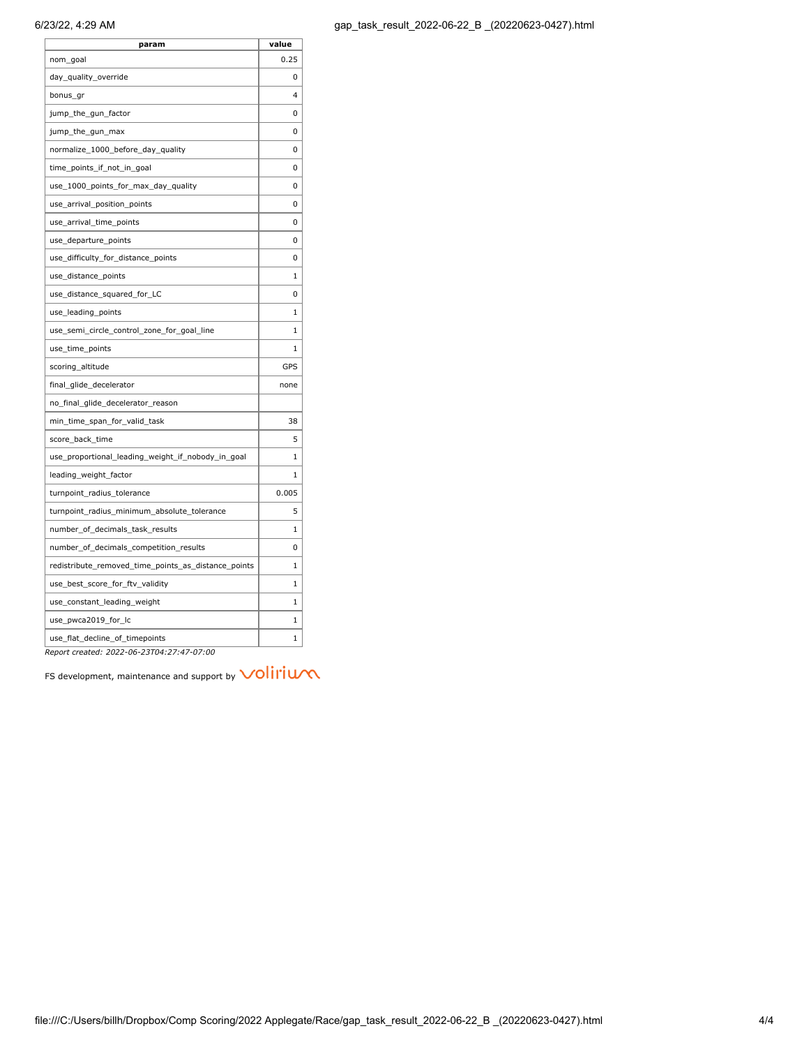| param | value |
| --- | --- |
| nom_goal | 0.25 |
| day_quality_override | 0 |
| bonus_gr | 4 |
| jump_the_gun_factor | 0 |
| jump_the_gun_max | 0 |
| normalize_1000_before_day_quality | 0 |
| time_points_if_not_in_goal | 0 |
| use_1000_points_for_max_day_quality | 0 |
| use_arrival_position_points | 0 |
| use_arrival_time_points | 0 |
| use_departure_points | 0 |
| use_difficulty_for_distance_points | 0 |
| use_distance_points | 1 |
| use_distance_squared_for_LC | 0 |
| use_leading_points | 1 |
| use_semi_circle_control_zone_for_goal_line | 1 |
| use_time_points | 1 |
| scoring_altitude | GPS |
| final_glide_decelerator | none |
| no_final_glide_decelerator_reason | |
| min_time_span_for_valid_task | 38 |
| score_back_time | 5 |
| use_proportional_leading_weight_if_nobody_in_goal | 1 |
| leading_weight_factor | 1 |
| turnpoint_radius_tolerance | 0.005 |
| turnpoint_radius_minimum_absolute_tolerance | 5 |
| number_of_decimals_task_results | 1 |
| number_of_decimals_competition_results | 0 |
| redistribute_removed_time_points_as_distance_points | 1 |
| use_best_score_for_ftv_validity | 1 |
| use_constant_leading_weight | 1 |
| use_pwca2019_for_lc | 1 |
| use_flat_decline_of_timepoints | 1 |

*Report created: 2022-06-23T04:27:47-07:00*

FS development, maintenance and support by volirium